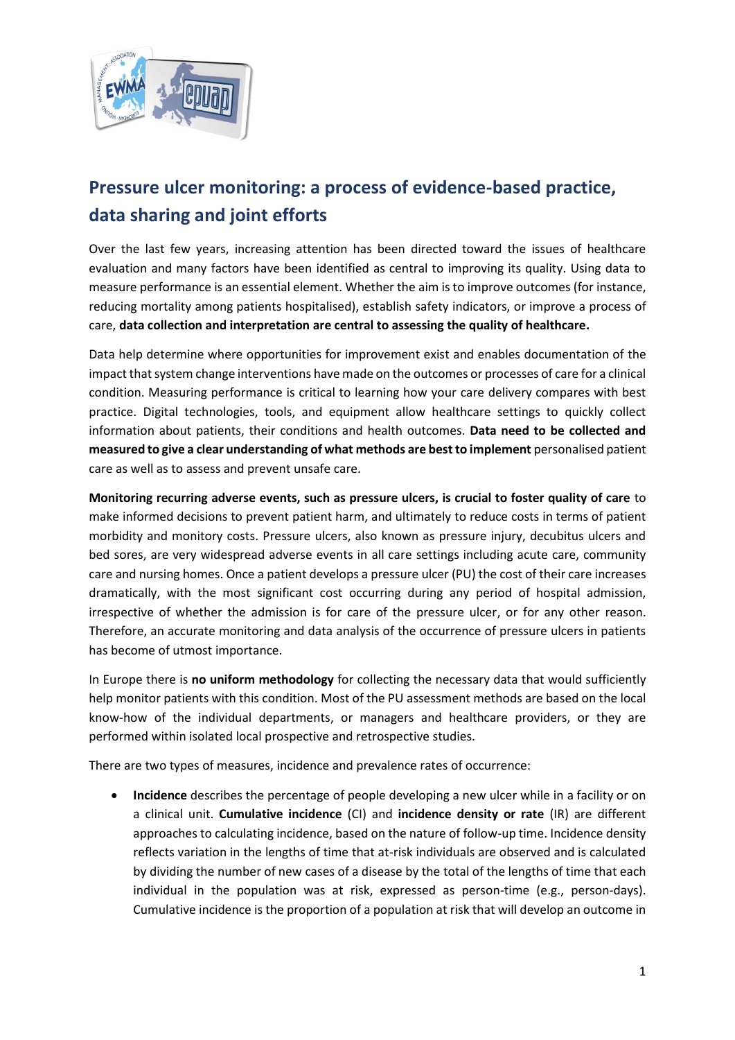# Pressure ulcer monitoring: a process of evidence-based practice, data sharing and joint efforts

Over the last few years, increasing attention has been directed toward the issues of healthcare evaluation and many factors have been identified as central to improving its quality. Using data to measure performance is an essential element. Whether the aim is to improve outcomes (for instance, reducing mortality among patients hospitalised), establish safety indicators, or improve a process of care, **data collection and interpretation are central to assessing the quality of healthcare.**

Data help determine where opportunities for improvement exist and enables documentation of the impact that system change interventions have made on the outcomes or processes of care for a clinical condition. Measuring performance is critical to learning how your care delivery compares with best practice. Digital technologies, tools, and equipment allow healthcare settings to quickly collect information about patients, their conditions and health outcomes. **Data need to be collected and measured to give a clear understanding of what methods are best to implement** personalised patient care as well as to assess and prevent unsafe care.

**Monitoring recurring adverse events, such as pressure ulcers, is crucial to foster quality of care** to make informed decisions to prevent patient harm, and ultimately to reduce costs in terms of patient morbidity and monitory costs. Pressure ulcers, also known as pressure injury, decubitus ulcers and bed sores, are very widespread adverse events in all care settings including acute care, community care and nursing homes. Once a patient develops a pressure ulcer (PU) the cost of their care increases dramatically, with the most significant cost occurring during any period of hospital admission, irrespective of whether the admission is for care of the pressure ulcer, or for any other reason. Therefore, an accurate monitoring and data analysis of the occurrence of pressure ulcers in patients has become of utmost importance.

In Europe there is **no uniform methodology** for collecting the necessary data that would sufficiently help monitor patients with this condition. Most of the PU assessment methods are based on the local know-how of the individual departments, or managers and healthcare providers, or they are performed within isolated local prospective and retrospective studies.

There are two types of measures, incidence and prevalence rates of occurrence:

- **Incidence** describes the percentage of people developing a new ulcer while in a facility or on a clinical unit. **Cumulative incidence** (CI) and **incidence density or rate** (IR) are different approaches to calculating incidence, based on the nature of follow-up time. Incidence density reflects variation in the lengths of time that at-risk individuals are observed and is calculated by dividing the number of new cases of a disease by the total of the lengths of time that each individual in the population was at risk, expressed as person-time (e.g., person-days). Cumulative incidence is the proportion of a population at risk that will develop an outcome in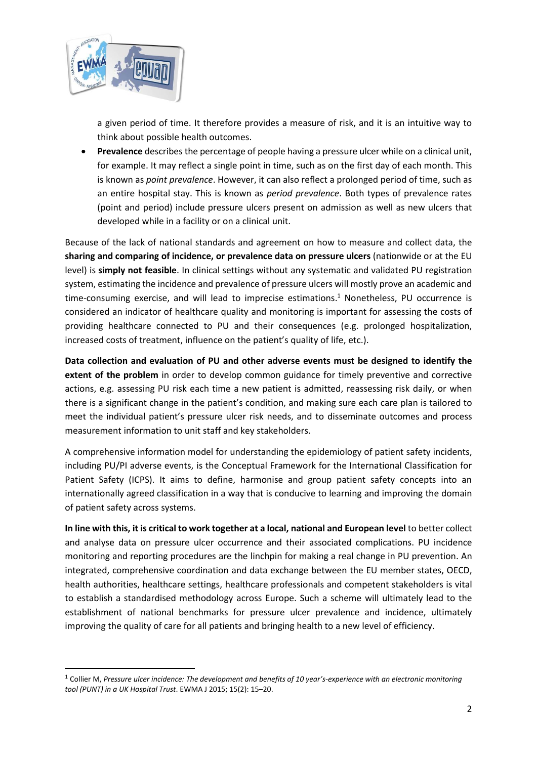a given period of time. It therefore provides a measure of risk, and it is an intuitive way to think about possible health outcomes.

- **Prevalence** describes the percentage of people having a pressure ulcer while on a clinical unit, for example. It may reflect a single point in time, such as on the first day of each month. This is known as *point prevalence*. However, it can also reflect a prolonged period of time, such as an entire hospital stay. This is known as *period prevalence*. Both types of prevalence rates (point and period) include pressure ulcers present on admission as well as new ulcers that developed while in a facility or on a clinical unit.

Because of the lack of national standards and agreement on how to measure and collect data, the **sharing and comparing of incidence, or prevalence data on pressure ulcers** (nationwide or at the EU level) is **simply not feasible**. In clinical settings without any systematic and validated PU registration system, estimating the incidence and prevalence of pressure ulcers will mostly prove an academic and time-consuming exercise, and will lead to imprecise estimations.[1] Nonetheless, PU occurrence is considered an indicator of healthcare quality and monitoring is important for assessing the costs of providing healthcare connected to PU and their consequences (e.g. prolonged hospitalization, increased costs of treatment, influence on the patient's quality of life, etc.).

**Data collection and evaluation of PU and other adverse events must be designed to identify the extent of the problem** in order to develop common guidance for timely preventive and corrective actions, e.g. assessing PU risk each time a new patient is admitted, reassessing risk daily, or when there is a significant change in the patient's condition, and making sure each care plan is tailored to meet the individual patient's pressure ulcer risk needs, and to disseminate outcomes and process measurement information to unit staff and key stakeholders.

A comprehensive information model for understanding the epidemiology of patient safety incidents, including PU/PI adverse events, is the Conceptual Framework for the International Classification for Patient Safety (ICPS). It aims to define, harmonise and group patient safety concepts into an internationally agreed classification in a way that is conducive to learning and improving the domain of patient safety across systems.

**In line with this, it is critical to work together at a local, national and European level** to better collect and analyse data on pressure ulcer occurrence and their associated complications. PU incidence monitoring and reporting procedures are the linchpin for making a real change in PU prevention. An integrated, comprehensive coordination and data exchange between the EU member states, OECD, health authorities, healthcare settings, healthcare professionals and competent stakeholders is vital to establish a standardised methodology across Europe. Such a scheme will ultimately lead to the establishment of national benchmarks for pressure ulcer prevalence and incidence, ultimately improving the quality of care for all patients and bringing health to a new level of efficiency.

---

[1] Collier M, *Pressure ulcer incidence: The development and benefits of 10 year's-experience with an electronic monitoring tool (PUNT) in a UK Hospital Trust*. EWMA J 2015; 15(2): 15–20.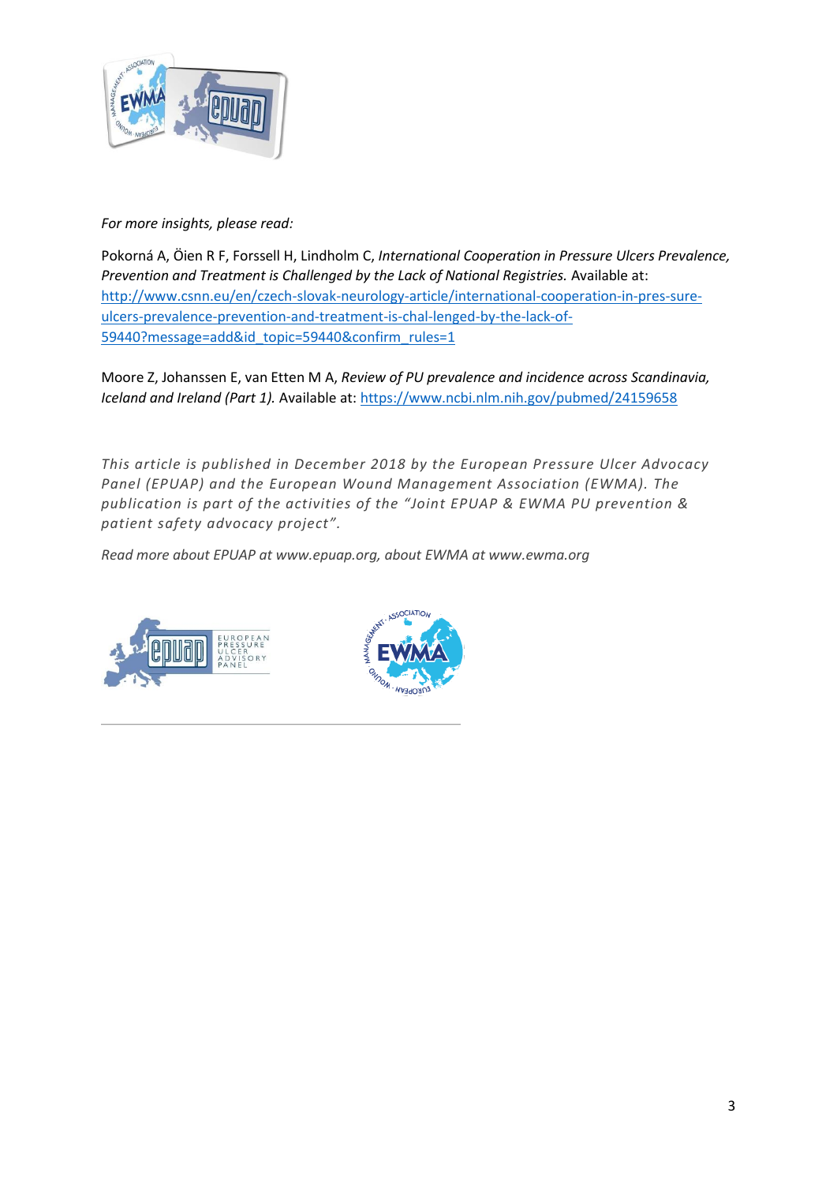*For more insights, please read:*

Pokorná A, Öien R F, Forssell H, Lindholm C, *International Cooperation in Pressure Ulcers Prevalence, Prevention and Treatment is Challenged by the Lack of National Registries.* Available at: http://www.csnn.eu/en/czech-slovak-neurology-article/international-cooperation-in-pres-sure-ulcers-prevalence-prevention-and-treatment-is-chal-lenged-by-the-lack-of-59440?message=add&id_topic=59440&confirm_rules=1

Moore Z, Johanssen E, van Etten M A, *Review of PU prevalence and incidence across Scandinavia, Iceland and Ireland (Part 1).* Available at: https://www.ncbi.nlm.nih.gov/pubmed/24159658

*This article is published in December 2018 by the European Pressure Ulcer Advocacy Panel (EPUAP) and the European Wound Management Association (EWMA). The publication is part of the activities of the "Joint EPUAP & EWMA PU prevention & patient safety advocacy project".*

*Read more about EPUAP at www.epuap.org, about EWMA at www.ewma.org*